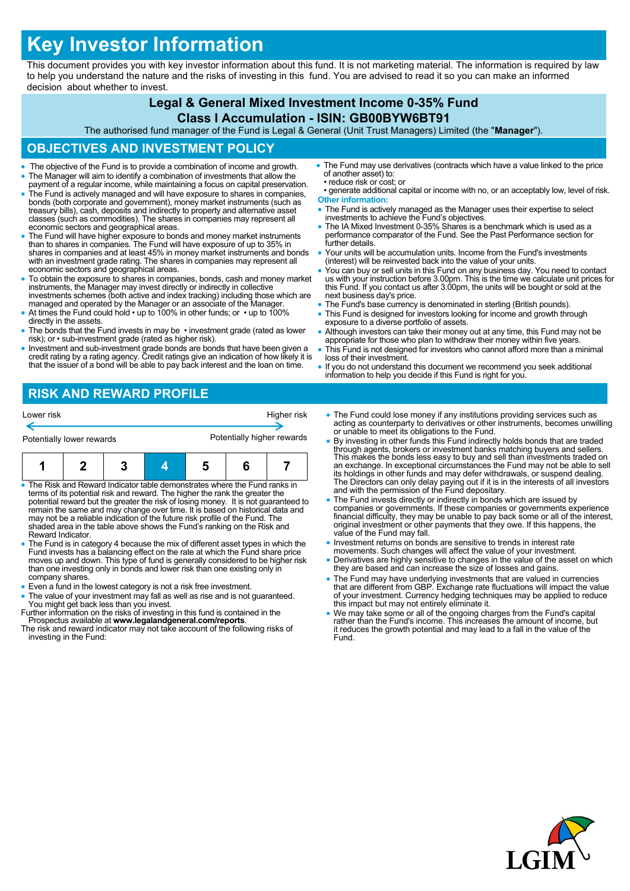# Key Investor Information

This document provides you with key investor information about this fund. It is not marketing material. The information is required by law to help you understand the nature and the risks of investing in this fund. You are advised to read it so you can make an informed decision about whether to invest.

## Legal & General Mixed Investment Income 0-35% Fund
## Class I Accumulation - ISIN: GB00BYW6BT91

The authorised fund manager of the Fund is Legal & General (Unit Trust Managers) Limited (the "**Manager**").

## OBJECTIVES AND INVESTMENT POLICY

- The objective of the Fund is to provide a combination of income and growth.
- The Manager will aim to identify a combination of investments that allow the payment of a regular income, while maintaining a focus on capital preservation.
- The Fund is actively managed and will have exposure to shares in companies, bonds (both corporate and government), money market instruments (such as treasury bills), cash, deposits and indirectly to property and alternative asset classes (such as commodities). The shares in companies may represent all economic sectors and geographical areas.
- The Fund will have higher exposure to bonds and money market instruments than to shares in companies. The Fund will have exposure of up to 35% in shares in companies and at least 45% in money market instruments and bonds with an investment grade rating. The shares in companies may represent all economic sectors and geographical areas.
- To obtain the exposure to shares in companies, bonds, cash and money market instruments, the Manager may invest directly or indirectly in collective investments schemes (both active and index tracking) including those which are managed and operated by the Manager or an associate of the Manager.
- At times the Fund could hold • up to 100% in other funds; or • up to 100% directly in the assets.
- The bonds that the Fund invests in may be • investment grade (rated as lower risk); or • sub-investment grade (rated as higher risk).
- Investment and sub-investment grade bonds are bonds that have been given a credit rating by a rating agency. Credit ratings give an indication of how likely it is that the issuer of a bond will be able to pay back interest and the loan on time.
- The Fund may use derivatives (contracts which have a value linked to the price of another asset) to:
  - reduce risk or cost; or
  - generate additional capital or income with no, or an acceptably low, level of risk.

**Other information:**

- The Fund is actively managed as the Manager uses their expertise to select investments to achieve the Fund's objectives.
- The IA Mixed Investment 0-35% Shares is a benchmark which is used as a performance comparator of the Fund. See the Past Performance section for further details.
- Your units will be accumulation units. Income from the Fund's investments (interest) will be reinvested back into the value of your units.
- You can buy or sell units in this Fund on any business day. You need to contact us with your instruction before 3.00pm. This is the time we calculate unit prices for this Fund. If you contact us after 3.00pm, the units will be bought or sold at the next business day's price.
- The Fund's base currency is denominated in sterling (British pounds).
- This Fund is designed for investors looking for income and growth through exposure to a diverse portfolio of assets.
- Although investors can take their money out at any time, this Fund may not be appropriate for those who plan to withdraw their money within five years.
- This Fund is not designed for investors who cannot afford more than a minimal loss of their investment.
- If you do not understand this document we recommend you seek additional information to help you decide if this Fund is right for you.

## RISK AND REWARD PROFILE

Lower risk ← → Higher risk

Potentially lower rewards — Potentially higher rewards

| 1 | 2 | 3 | **4** | 5 | 6 | 7 |
|---|---|---|---|---|---|---|

- The Risk and Reward Indicator table demonstrates where the Fund ranks in terms of its potential risk and reward. The higher the rank the greater the potential reward but the greater the risk of losing money. It is not guaranteed to remain the same and may change over time. It is based on historical data and may not be a reliable indication of the future risk profile of the Fund. The shaded area in the table above shows the Fund's ranking on the Risk and Reward Indicator.
- The Fund is in category 4 because the mix of different asset types in which the Fund invests has a balancing effect on the rate at which the Fund share price moves up and down. This type of fund is generally considered to be higher risk than one investing only in bonds and lower risk than one existing only in company shares.
- Even a fund in the lowest category is not a risk free investment.
- The value of your investment may fall as well as rise and is not guaranteed. You might get back less than you invest.

Further information on the risks of investing in this fund is contained in the Prospectus available at **www.legalandgeneral.com/reports**.

The risk and reward indicator may not take account of the following risks of investing in the Fund:

- The Fund could lose money if any institutions providing services such as acting as counterparty to derivatives or other instruments, becomes unwilling or unable to meet its obligations to the Fund.
- By investing in other funds this Fund indirectly holds bonds that are traded through agents, brokers or investment banks matching buyers and sellers. This makes the bonds less easy to buy and sell than investments traded on an exchange. In exceptional circumstances the Fund may not be able to sell its holdings in other funds and may defer withdrawals, or suspend dealing. The Directors can only delay paying out if it is in the interests of all investors and with the permission of the Fund depositary.
- The Fund invests directly or indirectly in bonds which are issued by companies or governments. If these companies or governments experience financial difficulty, they may be unable to pay back some or all of the interest, original investment or other payments that they owe. If this happens, the value of the Fund may fall.
- Investment returns on bonds are sensitive to trends in interest rate movements. Such changes will affect the value of your investment.
- Derivatives are highly sensitive to changes in the value of the asset on which they are based and can increase the size of losses and gains.
- The Fund may have underlying investments that are valued in currencies that are different from GBP. Exchange rate fluctuations will impact the value of your investment. Currency hedging techniques may be applied to reduce this impact but may not entirely eliminate it.
- We may take some or all of the ongoing charges from the Fund's capital rather than the Fund's income. This increases the amount of income, but it reduces the growth potential and may lead to a fall in the value of the Fund.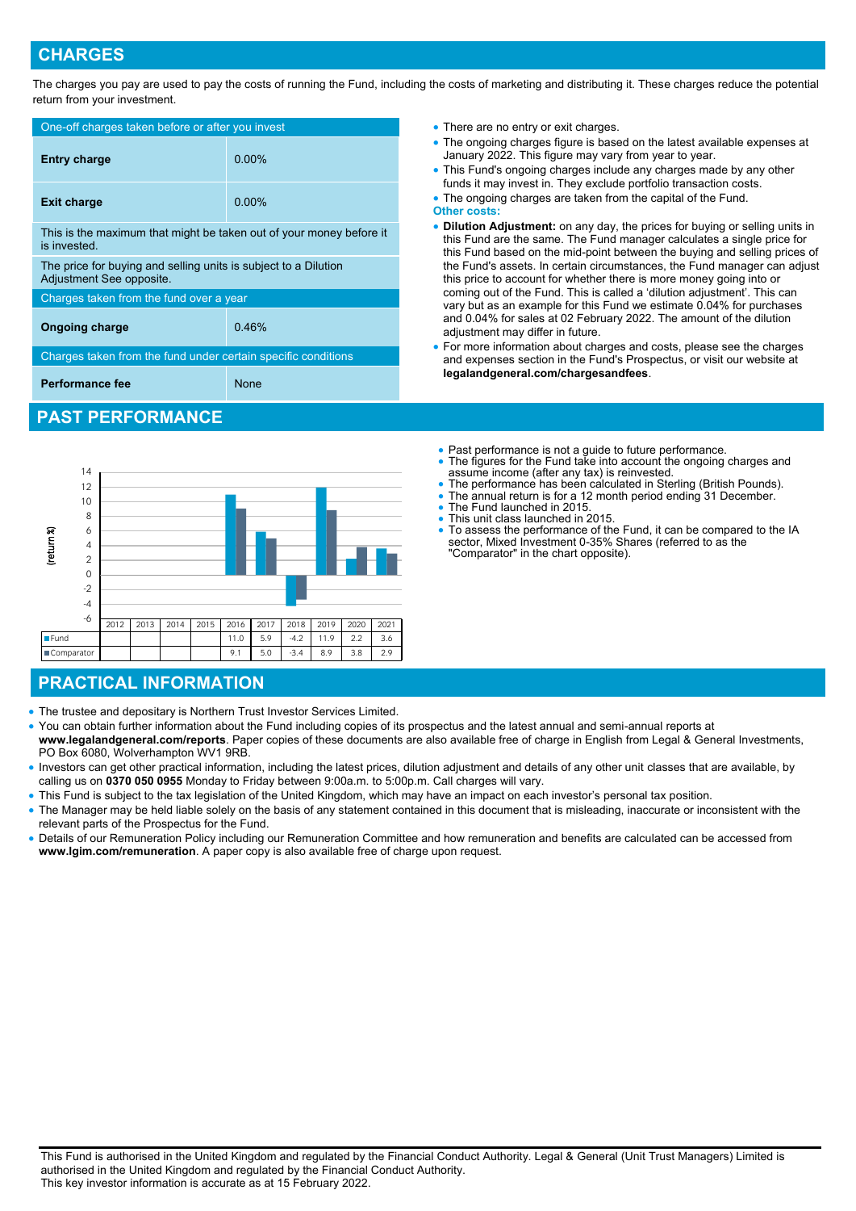## CHARGES

The charges you pay are used to pay the costs of running the Fund, including the costs of marketing and distributing it. These charges reduce the potential return from your investment.

| One-off charges taken before or after you invest | |
|---|---|
| **Entry charge** | 0.00% |
| **Exit charge** | 0.00% |
| This is the maximum that might be taken out of your money before it is invested. | |
| The price for buying and selling units is subject to a Dilution Adjustment See opposite. | |
| **Charges taken from the fund over a year** | |
| **Ongoing charge** | 0.46% |
| **Charges taken from the fund under certain specific conditions** | |
| **Performance fee** | None |

- There are no entry or exit charges.
- The ongoing charges figure is based on the latest available expenses at January 2022. This figure may vary from year to year.
- This Fund's ongoing charges include any charges made by any other funds it may invest in. They exclude portfolio transaction costs.
- The ongoing charges are taken from the capital of the Fund.

**Other costs:**

- **Dilution Adjustment:** on any day, the prices for buying or selling units in this Fund are the same. The Fund manager calculates a single price for this Fund based on the mid-point between the buying and selling prices of the Fund's assets. In certain circumstances, the Fund manager can adjust this price to account for whether there is more money going into or coming out of the Fund. This is called a 'dilution adjustment'. This can vary but as an example for this Fund we estimate 0.04% for purchases and 0.04% for sales at 02 February 2022. The amount of the dilution adjustment may differ in future.
- For more information about charges and costs, please see the charges and expenses section in the Fund's Prospectus, or visit our website at **legalandgeneral.com/chargesandfees**.

## PAST PERFORMANCE

(return %)

14
12
10
8
6
4
2
0
-2
-4
-6

2012 2013 2014 2015 2016 2017 2018 2019 2020 2021

Fund: 2016 11.0, 2017 5.9, 2018 -4.2, 2019 11.9, 2020 2.2, 2021 3.6

Comparator: 2016 9.1, 2017 5.0, 2018 -3.4, 2019 8.9, 2020 3.8, 2021 2.9

- Past performance is not a guide to future performance.
- The figures for the Fund take into account the ongoing charges and assume income (after any tax) is reinvested.
- The performance has been calculated in Sterling (British Pounds).
- The annual return is for a 12 month period ending 31 December.
- The Fund launched in 2015.
- This unit class launched in 2015.
- To assess the performance of the Fund, it can be compared to the IA sector, Mixed Investment 0-35% Shares (referred to as the "Comparator" in the chart opposite).

## PRACTICAL INFORMATION

- The trustee and depositary is Northern Trust Investor Services Limited.
- You can obtain further information about the Fund including copies of its prospectus and the latest annual and semi-annual reports at **www.legalandgeneral.com/reports**. Paper copies of these documents are also available free of charge in English from Legal & General Investments, PO Box 6080, Wolverhampton WV1 9RB.
- Investors can get other practical information, including the latest prices, dilution adjustment and details of any other unit classes that are available, by calling us on **0370 050 0955** Monday to Friday between 9:00a.m. to 5:00p.m. Call charges will vary.
- This Fund is subject to the tax legislation of the United Kingdom, which may have an impact on each investor's personal tax position.
- The Manager may be held liable solely on the basis of any statement contained in this document that is misleading, inaccurate or inconsistent with the relevant parts of the Prospectus for the Fund.
- Details of our Remuneration Policy including our Remuneration Committee and how remuneration and benefits are calculated can be accessed from **www.lgim.com/remuneration**. A paper copy is also available free of charge upon request.

This Fund is authorised in the United Kingdom and regulated by the Financial Conduct Authority. Legal & General (Unit Trust Managers) Limited is authorised in the United Kingdom and regulated by the Financial Conduct Authority.
This key investor information is accurate as at 15 February 2022.